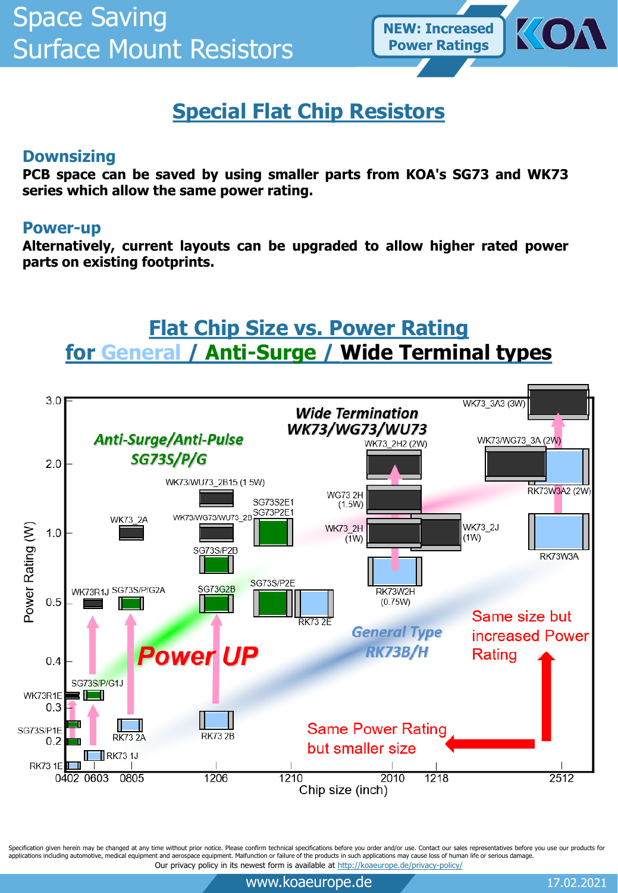# Space Saving Surface Mount Resistors

**NEW: Increased Power Ratings**

## Special Flat Chip Resistors

### Downsizing

**PCB space can be saved by using smaller parts from KOA's SG73 and WK73 series which allow the same power rating.**

### Power-up

**Alternatively, current layouts can be upgraded to allow higher rated power parts on existing footprints.**

## Flat Chip Size vs. Power Rating for General / Anti-Surge / Wide Terminal types

Power Rating (W) vs. Chip size (inch)

Anti-Surge/Anti-Pulse SG73S/P/G

Wide Termination WK73/WG73/WU73

General Type RK73B/H

Power UP

Same size but increased Power Rating

Same Power Rating but smaller size

| Chip size | Parts (Power Rating) |
|---|---|
| 0402 | RK73 1E; SG73S/P1E; WK73R1E |
| 0603 | RK73 1J; SG73S/P/G1J; WK73R1J |
| 0805 | RK73 2A; SG73S/P/G2A; WK73_2A |
| 1206 | RK73 2B; SG73G2B; SG73S/P2B; WK73/WG73/WU73_2B; WK73/WU73_2B15 (1.5W) |
| 1210 | RK73 2E; SG73S/P2E; SG73S2E1; SG73P2E1 |
| 2010 | RK73W2H (0.75W); WK73_2H (1W); WG73 2H (1.5W); WK73_2H2 (2W) |
| 1218 | WK73_2J (1W) |
| 2512 | RK73W3A; RK73W3A2 (2W); WK73/WG73_3A (2W); WK73_3A3 (3W) |

Specification given herein may be changed at any time without prior notice. Please confirm technical specifications before you order and/or use. Contact our sales representatives before you use our products for applications including automotive, medical equipment and aerospace equipment. Malfunction or failure of the products in such applications may cause loss of human life or serious damage.

Our privacy policy in its newest form is available at http://koaeurope.de/privacy-policy/

www.koaeurope.de 17.02.2021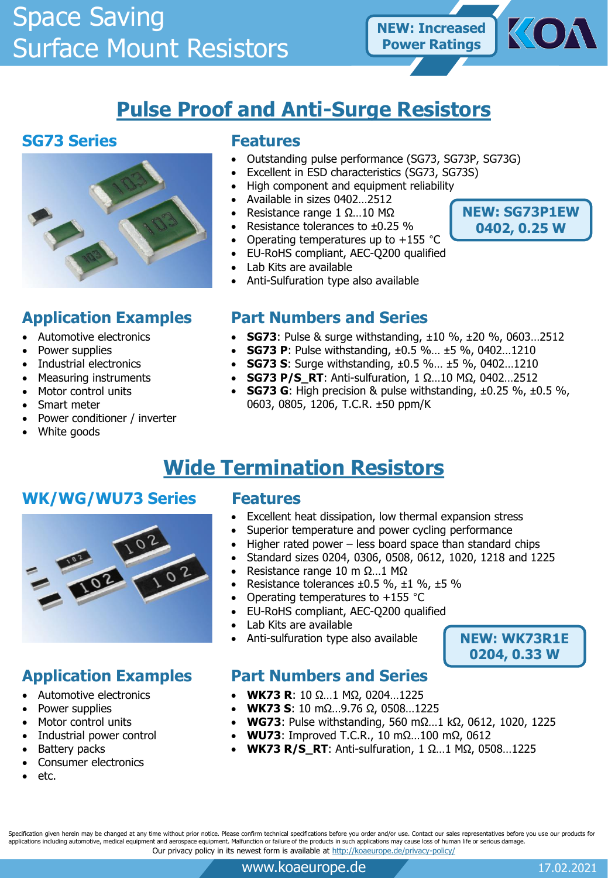# Space Saving Surface Mount Resistors

**NEW: Increased Power Ratings**

## Pulse Proof and Anti-Surge Resistors

### SG73 Series

### Features

- Outstanding pulse performance (SG73, SG73P, SG73G)
- Excellent in ESD characteristics (SG73, SG73S)
- High component and equipment reliability
- Available in sizes 0402…2512
- Resistance range 1 Ω…10 MΩ
- Resistance tolerances to ±0.25 %
- Operating temperatures up to +155 °C
- EU-RoHS compliant, AEC-Q200 qualified
- Lab Kits are available
- Anti-Sulfuration type also available

**NEW: SG73P1EW 0402, 0.25 W**

### Application Examples

- Automotive electronics
- Power supplies
- Industrial electronics
- Measuring instruments
- Motor control units
- Smart meter
- Power conditioner / inverter
- White goods

### Part Numbers and Series

- **SG73**: Pulse & surge withstanding, ±10 %, ±20 %, 0603…2512
- **SG73 P**: Pulse withstanding, ±0.5 %… ±5 %, 0402…1210
- **SG73 S**: Surge withstanding, ±0.5 %… ±5 %, 0402…1210
- **SG73 P/S_RT**: Anti-sulfuration, 1 Ω…10 MΩ, 0402…2512
- **SG73 G**: High precision & pulse withstanding, ±0.25 %, ±0.5 %, 0603, 0805, 1206, T.C.R. ±50 ppm/K

## Wide Termination Resistors

### WK/WG/WU73 Series

### Features

- Excellent heat dissipation, low thermal expansion stress
- Superior temperature and power cycling performance
- Higher rated power – less board space than standard chips
- Standard sizes 0204, 0306, 0508, 0612, 1020, 1218 and 1225
- Resistance range 10 m Ω…1 MΩ
- Resistance tolerances ±0.5 %, ±1 %, ±5 %
- Operating temperatures to +155 °C
- EU-RoHS compliant, AEC-Q200 qualified
- Lab Kits are available
- Anti-sulfuration type also available

**NEW: WK73R1E 0204, 0.33 W**

### Application Examples

- Automotive electronics
- Power supplies
- Motor control units
- Industrial power control
- Battery packs
- Consumer electronics
- etc.

### Part Numbers and Series

- **WK73 R**: 10 Ω…1 MΩ, 0204…1225
- **WK73 S**: 10 mΩ…9.76 Ω, 0508…1225
- **WG73**: Pulse withstanding, 560 mΩ…1 kΩ, 0612, 1020, 1225
- **WU73**: Improved T.C.R., 10 mΩ…100 mΩ, 0612
- **WK73 R/S_RT**: Anti-sulfuration, 1 Ω…1 MΩ, 0508…1225

Specification given herein may be changed at any time without prior notice. Please confirm technical specifications before you order and/or use. Contact our sales representatives before you use our products for applications including automotive, medical equipment and aerospace equipment. Malfunction or failure of the products in such applications may cause loss of human life or serious damage.
Our privacy policy in its newest form is available at http://koaeurope.de/privacy-policy/

www.koaeurope.de 17.02.2021